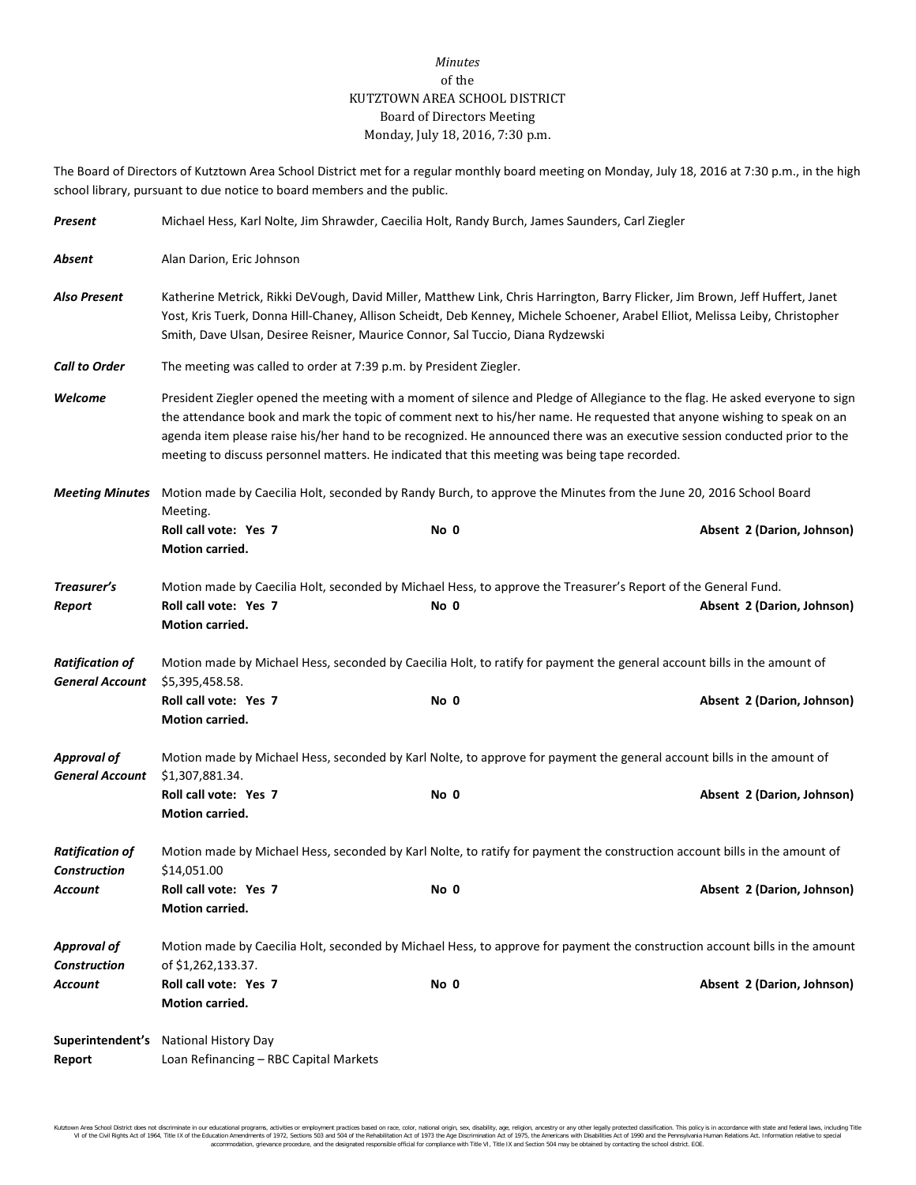*Minutes*
of the
KUTZTOWN AREA SCHOOL DISTRICT
Board of Directors Meeting
Monday, July 18, 2016, 7:30 p.m.

The Board of Directors of Kutztown Area School District met for a regular monthly board meeting on Monday, July 18, 2016 at 7:30 p.m., in the high school library, pursuant to due notice to board members and the public.

***Present*** Michael Hess, Karl Nolte, Jim Shrawder, Caecilia Holt, Randy Burch, James Saunders, Carl Ziegler

***Absent*** Alan Darion, Eric Johnson

***Also Present*** Katherine Metrick, Rikki DeVough, David Miller, Matthew Link, Chris Harrington, Barry Flicker, Jim Brown, Jeff Huffert, Janet Yost, Kris Tuerk, Donna Hill-Chaney, Allison Scheidt, Deb Kenney, Michele Schoener, Arabel Elliot, Melissa Leiby, Christopher Smith, Dave Ulsan, Desiree Reisner, Maurice Connor, Sal Tuccio, Diana Rydzewski

***Call to Order*** The meeting was called to order at 7:39 p.m. by President Ziegler.

***Welcome*** President Ziegler opened the meeting with a moment of silence and Pledge of Allegiance to the flag. He asked everyone to sign the attendance book and mark the topic of comment next to his/her name. He requested that anyone wishing to speak on an agenda item please raise his/her hand to be recognized. He announced there was an executive session conducted prior to the meeting to discuss personnel matters. He indicated that this meeting was being tape recorded.

***Meeting Minutes*** Motion made by Caecilia Holt, seconded by Randy Burch, to approve the Minutes from the June 20, 2016 School Board Meeting.

**Roll call vote: Yes 7** **No 0** **Absent 2 (Darion, Johnson)**
**Motion carried.**

***Treasurer's Report*** Motion made by Caecilia Holt, seconded by Michael Hess, to approve the Treasurer's Report of the General Fund.

**Roll call vote: Yes 7** **No 0** **Absent 2 (Darion, Johnson)**
**Motion carried.**

***Ratification of General Account*** Motion made by Michael Hess, seconded by Caecilia Holt, to ratify for payment the general account bills in the amount of $5,395,458.58.

**Roll call vote: Yes 7** **No 0** **Absent 2 (Darion, Johnson)**
**Motion carried.**

***Approval of General Account*** Motion made by Michael Hess, seconded by Karl Nolte, to approve for payment the general account bills in the amount of $1,307,881.34.

**Roll call vote: Yes 7** **No 0** **Absent 2 (Darion, Johnson)**
**Motion carried.**

***Ratification of Construction Account*** Motion made by Michael Hess, seconded by Karl Nolte, to ratify for payment the construction account bills in the amount of $14,051.00

**Roll call vote: Yes 7** **No 0** **Absent 2 (Darion, Johnson)**
**Motion carried.**

***Approval of Construction Account*** Motion made by Caecilia Holt, seconded by Michael Hess, to approve for payment the construction account bills in the amount of $1,262,133.37.

**Roll call vote: Yes 7** **No 0** **Absent 2 (Darion, Johnson)**
**Motion carried.**

**Superintendent's Report** National History Day
Loan Refinancing – RBC Capital Markets

Kutztown Area School District does not discriminate in our educational programs, activities or employment practices based on race, color, national origin, sex, disability, age, religion, ancestry or any other legally protected classification. This policy is in accordance with state and federal laws, including Title VI of the Civil Rights Act of 1964, Title IX of the Education Amendments of 1972, Sections 503 and 504 of the Rehabilitation Act of 1973 the Age Discrimination Act of 1975, the Americans with Disabilities Act of 1990 and the Pennsylvania Human Relations Act. Information relative to special accommodation, grievance procedure, and the designated responsible official for compliance with Title VI, Title IX and Section 504 may be obtained by contacting the school district. EOE.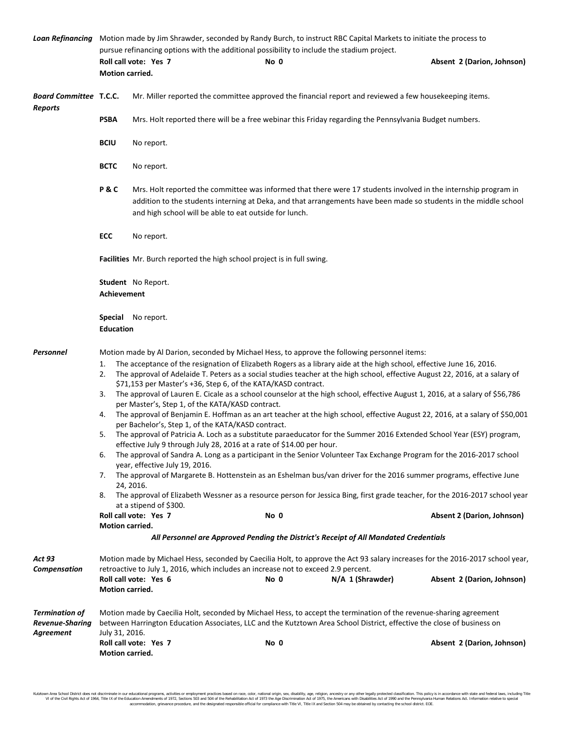***Loan Refinancing*** Motion made by Jim Shrawder, seconded by Randy Burch, to instruct RBC Capital Markets to initiate the process to pursue refinancing options with the additional possibility to include the stadium project.

**Roll call vote: Yes 7** **No 0** **Absent 2 (Darion, Johnson)**
**Motion carried.**

***Board Committee Reports***

**T.C.C.** Mr. Miller reported the committee approved the financial report and reviewed a few housekeeping items.

**PSBA** Mrs. Holt reported there will be a free webinar this Friday regarding the Pennsylvania Budget numbers.

**BCIU** No report.

**BCTC** No report.

**P & C** Mrs. Holt reported the committee was informed that there were 17 students involved in the internship program in addition to the students interning at Deka, and that arrangements have been made so students in the middle school and high school will be able to eat outside for lunch.

**ECC** No report.

**Facilities** Mr. Burch reported the high school project is in full swing.

**Student Achievement** No Report.

**Special Education** No report.

***Personnel*** Motion made by Al Darion, seconded by Michael Hess, to approve the following personnel items:

1. The acceptance of the resignation of Elizabeth Rogers as a library aide at the high school, effective June 16, 2016.
2. The approval of Adelaide T. Peters as a social studies teacher at the high school, effective August 22, 2016, at a salary of $71,153 per Master's +36, Step 6, of the KATA/KASD contract.
3. The approval of Lauren E. Cicale as a school counselor at the high school, effective August 1, 2016, at a salary of $56,786 per Master's, Step 1, of the KATA/KASD contract.
4. The approval of Benjamin E. Hoffman as an art teacher at the high school, effective August 22, 2016, at a salary of $50,001 per Bachelor's, Step 1, of the KATA/KASD contract.
5. The approval of Patricia A. Loch as a substitute paraeducator for the Summer 2016 Extended School Year (ESY) program, effective July 9 through July 28, 2016 at a rate of $14.00 per hour.
6. The approval of Sandra A. Long as a participant in the Senior Volunteer Tax Exchange Program for the 2016-2017 school year, effective July 19, 2016.
7. The approval of Margarete B. Hottenstein as an Eshelman bus/van driver for the 2016 summer programs, effective June 24, 2016.
8. The approval of Elizabeth Wessner as a resource person for Jessica Bing, first grade teacher, for the 2016-2017 school year at a stipend of $300.

**Roll call vote: Yes 7** **No 0** **Absent 2 (Darion, Johnson)**
**Motion carried.**

***All Personnel are Approved Pending the District's Receipt of All Mandated Credentials***

***Act 93 Compensation*** Motion made by Michael Hess, seconded by Caecilia Holt, to approve the Act 93 salary increases for the 2016-2017 school year, retroactive to July 1, 2016, which includes an increase not to exceed 2.9 percent.

**Roll call vote: Yes 6** **No 0** **N/A 1 (Shrawder)** **Absent 2 (Darion, Johnson)**
**Motion carried.**

***Termination of Revenue-Sharing Agreement*** Motion made by Caecilia Holt, seconded by Michael Hess, to accept the termination of the revenue-sharing agreement between Harrington Education Associates, LLC and the Kutztown Area School District, effective the close of business on July 31, 2016.

**Roll call vote: Yes 7** **No 0** **Absent 2 (Darion, Johnson)**
**Motion carried.**

Kutztown Area School District does not discriminate in our educational programs, activities or employment practices based on race, color, national origin, sex, disability, age, religion, ancestry or any other legally protected classification. This policy is in accordance with state and federal laws, including Title VI of the Civil Rights Act of 1964, Title IX of the Education Amendments of 1972, Sections 503 and 504 of the Rehabilitation Act of 1973 the Age Discrimination Act of 1975, the Americans with Disabilities Act of 1990 and the Pennsylvania Human Relations Act. Information relative to special accommodation, grievance procedure, and the designated responsible official for compliance with Title VI, Title IX and Section 504 may be obtained by contacting the school district. EOE.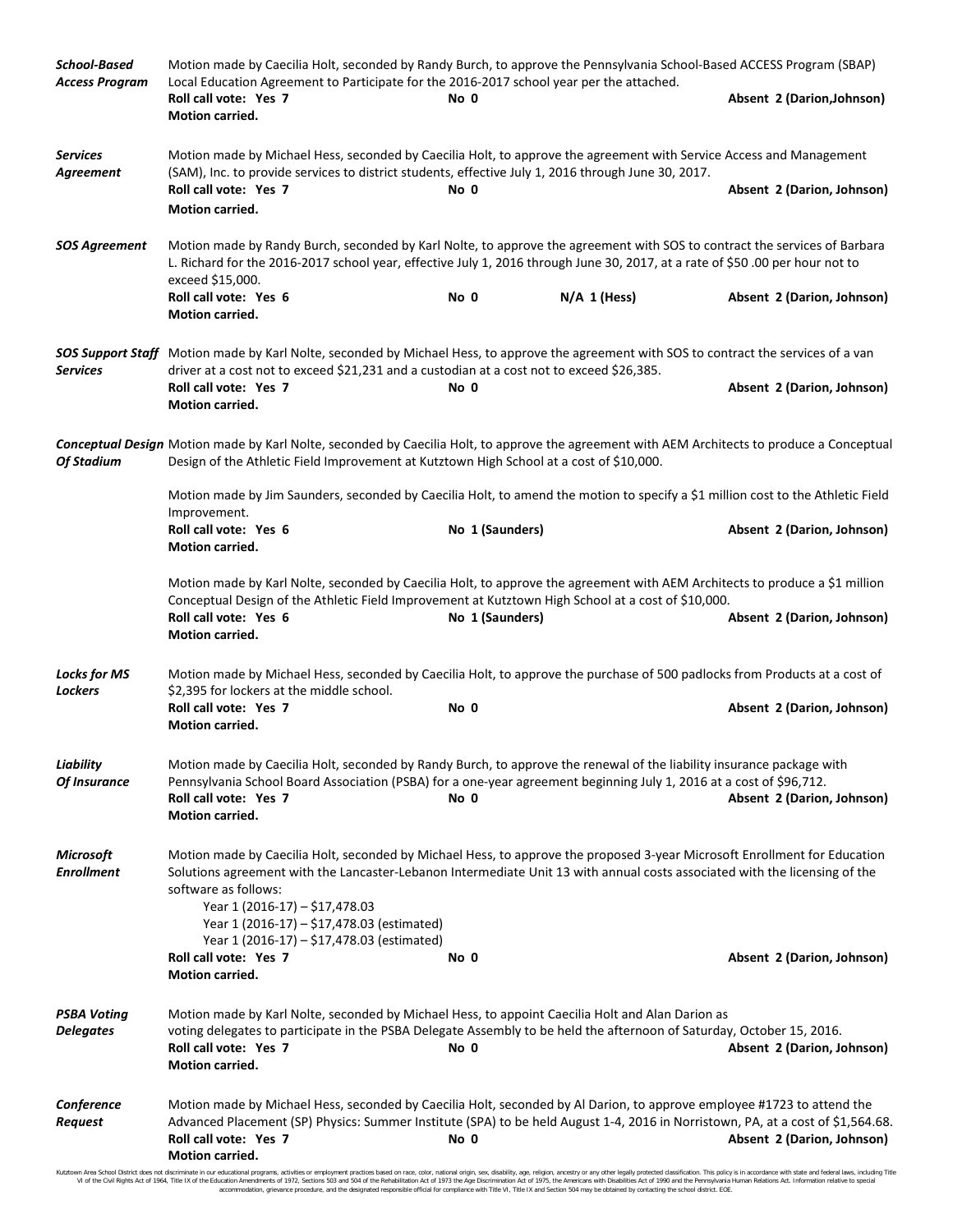***School-Based Access Program*** Motion made by Caecilia Holt, seconded by Randy Burch, to approve the Pennsylvania School-Based ACCESS Program (SBAP) Local Education Agreement to Participate for the 2016-2017 school year per the attached.
**Roll call vote: Yes 7** **No 0** **Absent 2 (Darion,Johnson)**
**Motion carried.**

***Services Agreement*** Motion made by Michael Hess, seconded by Caecilia Holt, to approve the agreement with Service Access and Management (SAM), Inc. to provide services to district students, effective July 1, 2016 through June 30, 2017.
**Roll call vote: Yes 7** **No 0** **Absent 2 (Darion, Johnson)**
**Motion carried.**

***SOS Agreement*** Motion made by Randy Burch, seconded by Karl Nolte, to approve the agreement with SOS to contract the services of Barbara L. Richard for the 2016-2017 school year, effective July 1, 2016 through June 30, 2017, at a rate of $50 .00 per hour not to exceed $15,000.
**Roll call vote: Yes 6** **No 0** **N/A 1 (Hess)** **Absent 2 (Darion, Johnson)**
**Motion carried.**

***SOS Support Staff Services*** Motion made by Karl Nolte, seconded by Michael Hess, to approve the agreement with SOS to contract the services of a van driver at a cost not to exceed $21,231 and a custodian at a cost not to exceed $26,385.
**Roll call vote: Yes 7** **No 0** **Absent 2 (Darion, Johnson)**
**Motion carried.**

***Conceptual Design Of Stadium*** Motion made by Karl Nolte, seconded by Caecilia Holt, to approve the agreement with AEM Architects to produce a Conceptual Design of the Athletic Field Improvement at Kutztown High School at a cost of $10,000.

Motion made by Jim Saunders, seconded by Caecilia Holt, to amend the motion to specify a $1 million cost to the Athletic Field Improvement.
**Roll call vote: Yes 6** **No 1 (Saunders)** **Absent 2 (Darion, Johnson)**
**Motion carried.**

Motion made by Karl Nolte, seconded by Caecilia Holt, to approve the agreement with AEM Architects to produce a $1 million Conceptual Design of the Athletic Field Improvement at Kutztown High School at a cost of $10,000.
**Roll call vote: Yes 6** **No 1 (Saunders)** **Absent 2 (Darion, Johnson)**
**Motion carried.**

***Locks for MS Lockers*** Motion made by Michael Hess, seconded by Caecilia Holt, to approve the purchase of 500 padlocks from Products at a cost of $2,395 for lockers at the middle school.
**Roll call vote: Yes 7** **No 0** **Absent 2 (Darion, Johnson)**
**Motion carried.**

***Liability Of Insurance*** Motion made by Caecilia Holt, seconded by Randy Burch, to approve the renewal of the liability insurance package with Pennsylvania School Board Association (PSBA) for a one-year agreement beginning July 1, 2016 at a cost of $96,712.
**Roll call vote: Yes 7** **No 0** **Absent 2 (Darion, Johnson)**
**Motion carried.**

***Microsoft Enrollment*** Motion made by Caecilia Holt, seconded by Michael Hess, to approve the proposed 3-year Microsoft Enrollment for Education Solutions agreement with the Lancaster-Lebanon Intermediate Unit 13 with annual costs associated with the licensing of the software as follows:

- Year 1 (2016-17) – $17,478.03
- Year 1 (2016-17) – $17,478.03 (estimated)
- Year 1 (2016-17) – $17,478.03 (estimated)

**Roll call vote: Yes 7** **No 0** **Absent 2 (Darion, Johnson)**
**Motion carried.**

***PSBA Voting Delegates*** Motion made by Karl Nolte, seconded by Michael Hess, to appoint Caecilia Holt and Alan Darion as voting delegates to participate in the PSBA Delegate Assembly to be held the afternoon of Saturday, October 15, 2016.
**Roll call vote: Yes 7** **No 0** **Absent 2 (Darion, Johnson)**
**Motion carried.**

***Conference Request*** Motion made by Michael Hess, seconded by Caecilia Holt, seconded by Al Darion, to approve employee #1723 to attend the Advanced Placement (SP) Physics: Summer Institute (SPA) to be held August 1-4, 2016 in Norristown, PA, at a cost of $1,564.68.
**Roll call vote: Yes 7** **No 0** **Absent 2 (Darion, Johnson)**
**Motion carried.**

Kutztown Area School District does not discriminate in our educational programs, activities or employment practices based on race, color, national origin, sex, disability, age, religion, ancestry or any other legally protected classification. This policy is in accordance with state and federal laws, including Title VI of the Civil Rights Act of 1964, Title IX of the Education Amendments of 1972, Sections 503 and 504 of the Rehabilitation Act of 1973 the Age Discrimination Act of 1975, the Americans with Disabilities Act of 1990 and the Pennsylvania Human Relations Act. Information relative to special accommodation, grievance procedure, and the designated responsible official for compliance with Title VI, Title IX and Section 504 may be obtained by contacting the school district. EOE.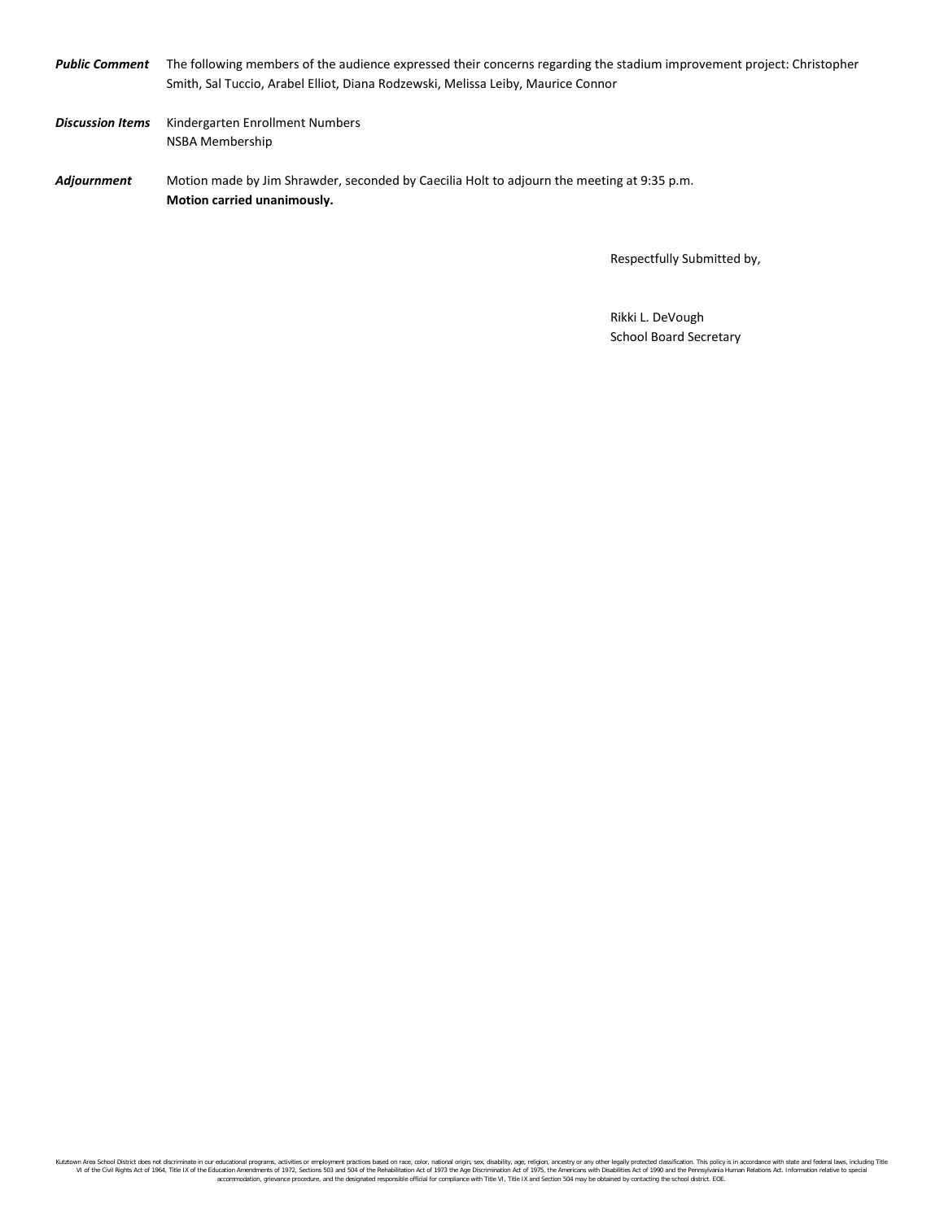***Public Comment*** The following members of the audience expressed their concerns regarding the stadium improvement project: Christopher Smith, Sal Tuccio, Arabel Elliot, Diana Rodzewski, Melissa Leiby, Maurice Connor

***Discussion Items*** Kindergarten Enrollment Numbers
NSBA Membership

***Adjournment*** Motion made by Jim Shrawder, seconded by Caecilia Holt to adjourn the meeting at 9:35 p.m.
**Motion carried unanimously.**

Respectfully Submitted by,

Rikki L. DeVough
School Board Secretary

Kutztown Area School District does not discriminate in our educational programs, activities or employment practices based on race, color, national origin, sex, disability, age, religion, ancestry or any other legally protected classification. This policy is in accordance with state and federal laws, including Title VI of the Civil Rights Act of 1964, Title IX of the Education Amendments of 1972, Sections 503 and 504 of the Rehabilitation Act of 1973 the Age Discrimination Act of 1975, the Americans with Disabilities Act of 1990 and the Pennsylvania Human Relations Act. Information relative to special accommodation, grievance procedure, and the designated responsible official for compliance with Title VI, Title IX and Section 504 may be obtained by contacting the school district. EOE.